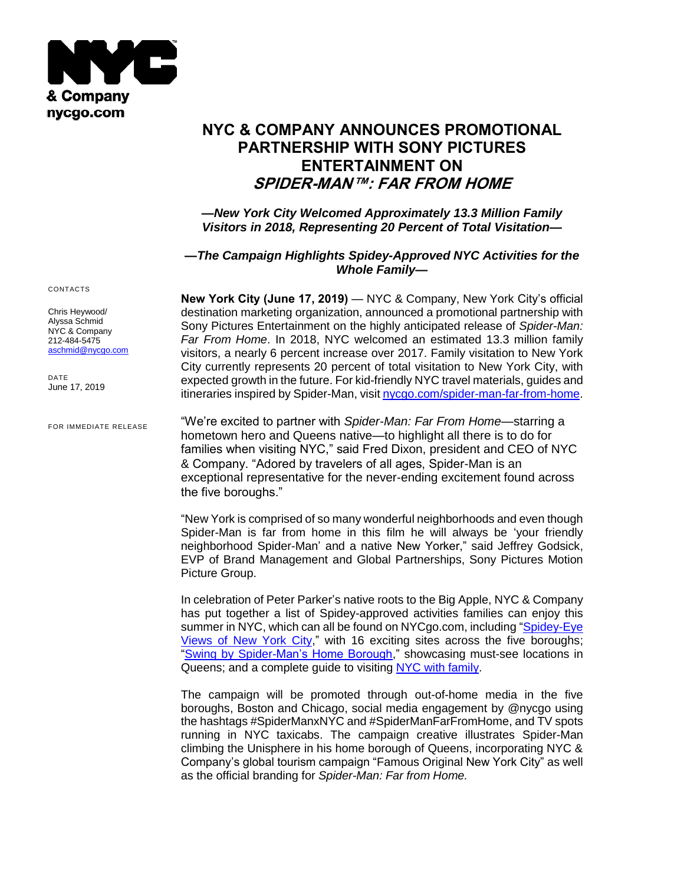NYC & Company
nycgo.com

# NYC & COMPANY ANNOUNCES PROMOTIONAL PARTNERSHIP WITH SONY PICTURES ENTERTAINMENT ON *SPIDER-MAN™: FAR FROM HOME*

***—New York City Welcomed Approximately 13.3 Million Family Visitors in 2018, Representing 20 Percent of Total Visitation—***

***—The Campaign Highlights Spidey-Approved NYC Activities for the Whole Family—***

CONTACTS

Chris Heywood/
Alyssa Schmid
NYC & Company
212-484-5475
aschmid@nycgo.com

DATE
June 17, 2019

FOR IMMEDIATE RELEASE

**New York City (June 17, 2019)** — NYC & Company, New York City's official destination marketing organization, announced a promotional partnership with Sony Pictures Entertainment on the highly anticipated release of *Spider-Man: Far From Home*. In 2018, NYC welcomed an estimated 13.3 million family visitors, a nearly 6 percent increase over 2017. Family visitation to New York City currently represents 20 percent of total visitation to New York City, with expected growth in the future. For kid-friendly NYC travel materials, guides and itineraries inspired by Spider-Man, visit [nycgo.com/spider-man-far-from-home](nycgo.com/spider-man-far-from-home).

"We're excited to partner with *Spider-Man: Far From Home*—starring a hometown hero and Queens native—to highlight all there is to do for families when visiting NYC," said Fred Dixon, president and CEO of NYC & Company. "Adored by travelers of all ages, Spider-Man is an exceptional representative for the never-ending excitement found across the five boroughs."

"New York is comprised of so many wonderful neighborhoods and even though Spider-Man is far from home in this film he will always be 'your friendly neighborhood Spider-Man' and a native New Yorker," said Jeffrey Godsick, EVP of Brand Management and Global Partnerships, Sony Pictures Motion Picture Group.

In celebration of Peter Parker's native roots to the Big Apple, NYC & Company has put together a list of Spidey-approved activities families can enjoy this summer in NYC, which can all be found on NYCgo.com, including "Spidey-Eye Views of New York City," with 16 exciting sites across the five boroughs; "Swing by Spider-Man's Home Borough," showcasing must-see locations in Queens; and a complete guide to visiting NYC with family.

The campaign will be promoted through out-of-home media in the five boroughs, Boston and Chicago, social media engagement by @nycgo using the hashtags #SpiderManxNYC and #SpiderManFarFromHome, and TV spots running in NYC taxicabs. The campaign creative illustrates Spider-Man climbing the Unisphere in his home borough of Queens, incorporating NYC & Company's global tourism campaign "Famous Original New York City" as well as the official branding for *Spider-Man: Far from Home.*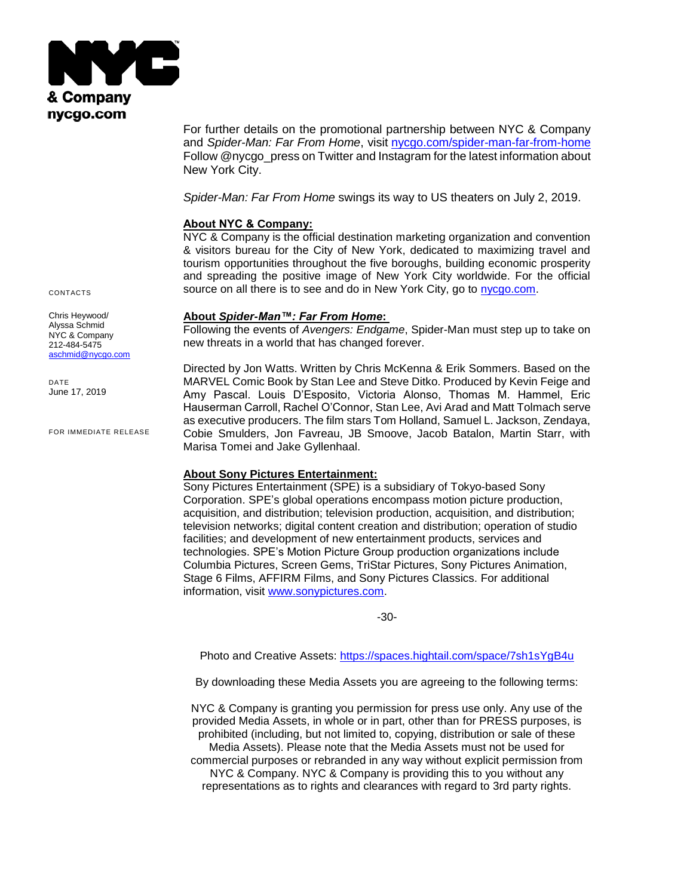NYC & Company
nycgo.com

For further details on the promotional partnership between NYC & Company and *Spider-Man: Far From Home*, visit [nycgo.com/spider-man-far-from-home](nycgo.com/spider-man-far-from-home) Follow @nycgo_press on Twitter and Instagram for the latest information about New York City.

*Spider-Man: Far From Home* swings its way to US theaters on July 2, 2019.

**About NYC & Company:**
NYC & Company is the official destination marketing organization and convention & visitors bureau for the City of New York, dedicated to maximizing travel and tourism opportunities throughout the five boroughs, building economic prosperity and spreading the positive image of New York City worldwide. For the official source on all there is to see and do in New York City, go to [nycgo.com](nycgo.com).

CONTACTS

Chris Heywood/
Alyssa Schmid
NYC & Company
212-484-5475
aschmid@nycgo.com

DATE
June 17, 2019

FOR IMMEDIATE RELEASE

**About *Spider-Man™: Far From Home*:**
Following the events of *Avengers: Endgame*, Spider-Man must step up to take on new threats in a world that has changed forever.

Directed by Jon Watts. Written by Chris McKenna & Erik Sommers. Based on the MARVEL Comic Book by Stan Lee and Steve Ditko. Produced by Kevin Feige and Amy Pascal. Louis D'Esposito, Victoria Alonso, Thomas M. Hammel, Eric Hauserman Carroll, Rachel O'Connor, Stan Lee, Avi Arad and Matt Tolmach serve as executive producers. The film stars Tom Holland, Samuel L. Jackson, Zendaya, Cobie Smulders, Jon Favreau, JB Smoove, Jacob Batalon, Martin Starr, with Marisa Tomei and Jake Gyllenhaal.

**About Sony Pictures Entertainment:**
Sony Pictures Entertainment (SPE) is a subsidiary of Tokyo-based Sony Corporation. SPE's global operations encompass motion picture production, acquisition, and distribution; television production, acquisition, and distribution; television networks; digital content creation and distribution; operation of studio facilities; and development of new entertainment products, services and technologies. SPE's Motion Picture Group production organizations include Columbia Pictures, Screen Gems, TriStar Pictures, Sony Pictures Animation, Stage 6 Films, AFFIRM Films, and Sony Pictures Classics. For additional information, visit [www.sonypictures.com](www.sonypictures.com).

-30-

Photo and Creative Assets: https://spaces.hightail.com/space/7sh1sYgB4u

By downloading these Media Assets you are agreeing to the following terms:

NYC & Company is granting you permission for press use only. Any use of the provided Media Assets, in whole or in part, other than for PRESS purposes, is prohibited (including, but not limited to, copying, distribution or sale of these Media Assets). Please note that the Media Assets must not be used for commercial purposes or rebranded in any way without explicit permission from NYC & Company. NYC & Company is providing this to you without any representations as to rights and clearances with regard to 3rd party rights.